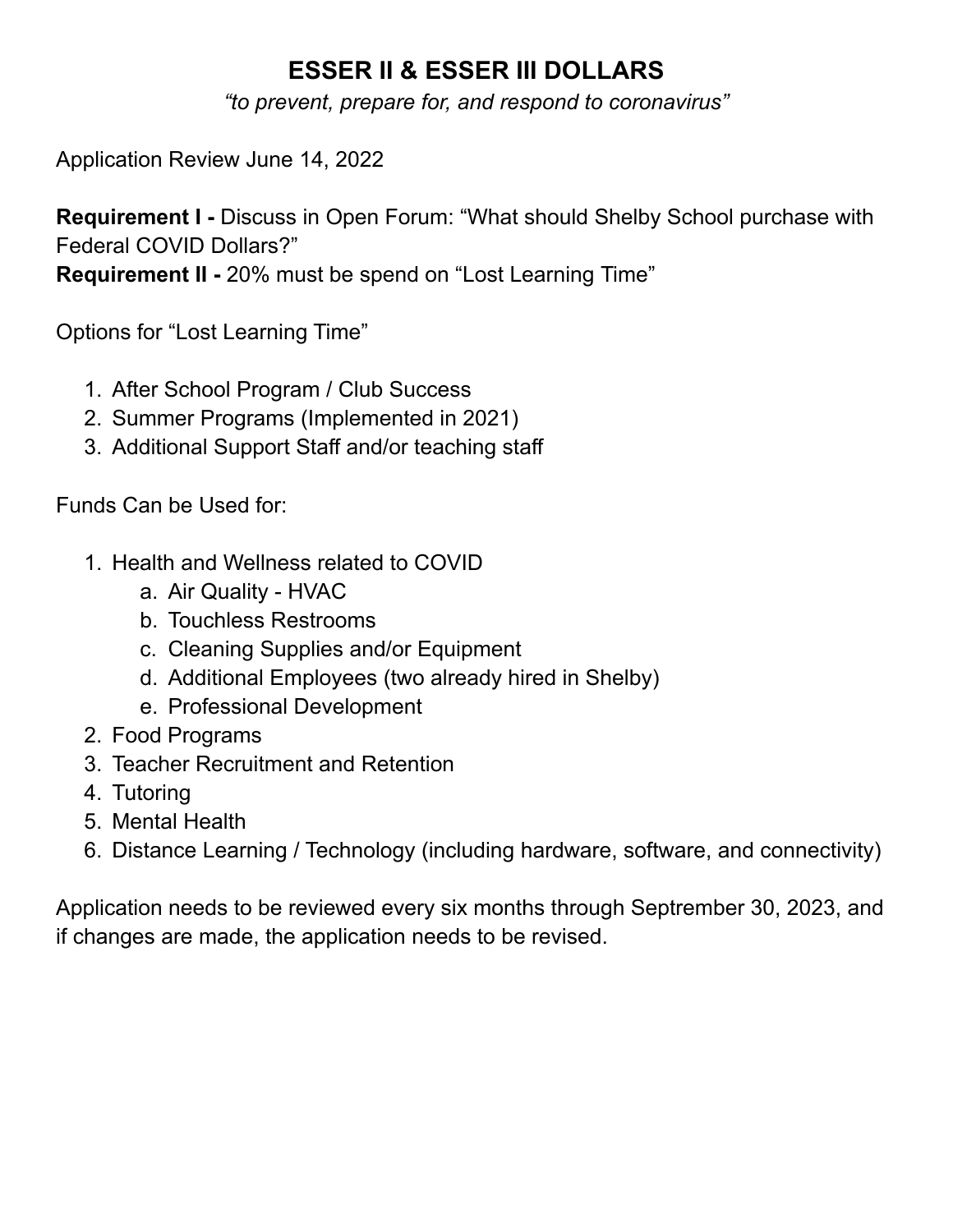# ESSER II & ESSER III DOLLARS

*"to prevent, prepare for, and respond to coronavirus"*

Application Review June 14, 2022

**Requirement I -** Discuss in Open Forum: "What should Shelby School purchase with Federal COVID Dollars?"
**Requirement II -** 20% must be spend on "Lost Learning Time"

Options for "Lost Learning Time"

1. After School Program / Club Success
2. Summer Programs (Implemented in 2021)
3. Additional Support Staff and/or teaching staff

Funds Can be Used for:

1. Health and Wellness related to COVID
   a. Air Quality - HVAC
   b. Touchless Restrooms
   c. Cleaning Supplies and/or Equipment
   d. Additional Employees (two already hired in Shelby)
   e. Professional Development
2. Food Programs
3. Teacher Recruitment and Retention
4. Tutoring
5. Mental Health
6. Distance Learning / Technology (including hardware, software, and connectivity)

Application needs to be reviewed every six months through Septrember 30, 2023, and if changes are made, the application needs to be revised.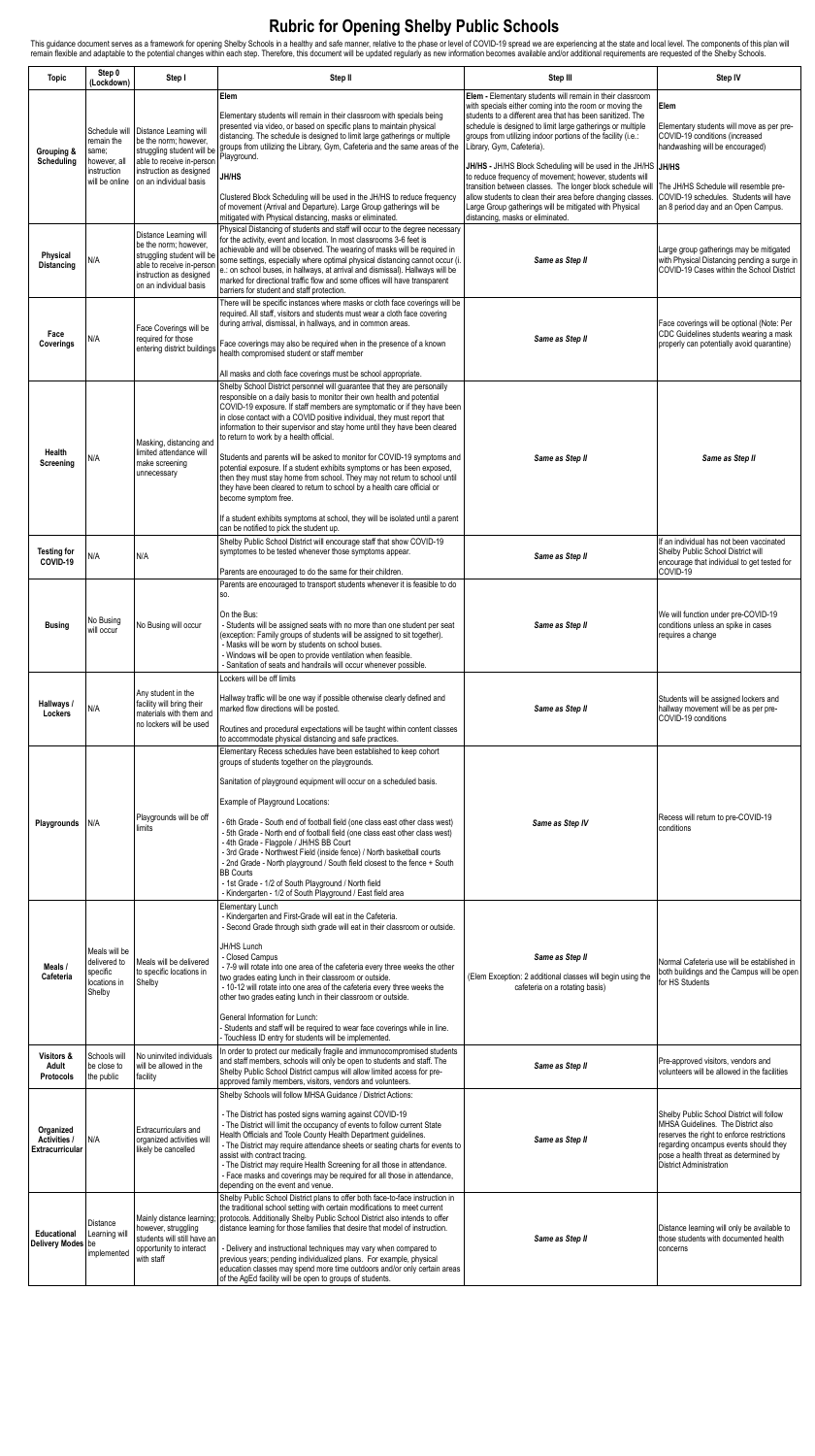# Rubric for Opening Shelby Public Schools

This guidance document serves as a framework for opening Shelby Schools in a healthy and safe manner, relative to the phase or level of COVID-19 spread we are experiencing at the state and local level. The components of this plan will remain flexible and adaptable to the potential changes within each step. Therefore, this document will be updated regularly as new information becomes available and/or additional requirements are requested of the Shelby Schools.

| Topic | Step 0 (Lockdown) | Step I | Step II | Step III | Step IV |
|---|---|---|---|---|---|
| **Grouping & Scheduling** | Schedule will remain the same; however, all instruction will be online | Distance Learning will be the norm; however, struggling student will be able to receive in-person instruction as designed on an individual basis | **Elem**<br><br>Elementary students will remain in their classroom with specials being presented via video, or based on specific plans to maintain physical distancing. The schedule is designed to limit large gatherings or multiple groups from utilizing the Library, Gym, Cafeteria and the same areas of the Playground.<br><br>**JH/HS**<br><br>Clustered Block Scheduling will be used in the JH/HS to reduce frequency of movement (Arrival and Departure). Large Group gatherings will be mitigated with Physical distancing, masks or eliminated. | **Elem -** Elementary students will remain in their classroom with specials either coming into the room or moving the students to a different area that has been sanitized. The schedule is designed to limit large gatherings or multiple groups from utilizing indoor portions of the facility (i.e.: Library, Gym, Cafeteria).<br><br>**JH/HS -** JH/HS Block Scheduling will be used in the JH/HS to reduce frequency of movement; however, students will transition between classes. The longer block schedule will allow students to clean their area before changing classes. Large Group gatherings will be mitigated with Physical distancing, masks or eliminated. | **Elem**<br><br>Elementary students will move as per pre-COVID-19 conditions (increased handwashing will be encouraged)<br><br>**JH/HS**<br><br>The JH/HS Schedule will resemble pre-COVID-19 schedules. Students will have an 8 period day and an Open Campus. |
| **Physical Distancing** | N/A | Distance Learning will be the norm; however, struggling student will be able to receive in-person instruction as designed on an individual basis | Physical Distancing of students and staff will occur to the degree necessary for the activity, event and location. In most classrooms 3-6 feet is achievable and will be observed. The wearing of masks will be required in some settings, especially where optimal physical distancing cannot occur (i.e.: on school buses, in hallways, at arrival and dismissal). Hallways will be marked for directional traffic flow and some offices will have transparent barriers for student and staff protection. | *Same as Step II* | Large group gatherings may be mitigated with Physical Distancing pending a surge in COVID-19 Cases within the School District |
| **Face Coverings** | N/A | Face Coverings will be required for those entering district buildings | There will be specific instances where masks or cloth face coverings will be required. All staff, visitors and students must wear a cloth face covering during arrival, dismissal, in hallways, and in common areas.<br><br>Face coverings may also be required when in the presence of a known health compromised student or staff member<br><br>All masks and cloth face coverings must be school appropriate. | *Same as Step II* | Face coverings will be optional (Note: Per CDC Guidelines students wearing a mask properly can potentially avoid quarantine) |
| **Health Screening** | N/A | Masking, distancing and limited attendance will make screening unnecessary | Shelby School District personnel will guarantee that they are personally responsible on a daily basis to monitor their own health and potential COVID-19 exposure. If staff members are symptomatic or if they have been in close contact with a COVID positive individual, they must report that information to their supervisor and stay home until they have been cleared to return to work by a health official.<br><br>Students and parents will be asked to monitor for COVID-19 symptoms and potential exposure. If a student exhibits symptoms or has been exposed, then they must stay home from school. They may not return to school until they have been cleared to return to school by a health care official or become symptom free.<br><br>If a student exhibits symptoms at school, they will be isolated until a parent can be notified to pick the student up. | *Same as Step II* | *Same as Step II* |
| **Testing for COVID-19** | N/A | N/A | Shelby Public School District will encourage staff that show COVID-19 symptomes to be tested whenever those symptoms appear.<br><br>Parents are encouraged to do the same for their children. | *Same as Step II* | If an individual has not been vaccinated Shelby Public School District will encourage that individual to get tested for COVID-19 |
| **Busing** | No Busing will occur | No Busing will occur | Parents are encouraged to transport students whenever it is feasible to do so.<br><br>On the Bus:<br>- Students will be assigned seats with no more than one student per seat (exception: Family groups of students will be assigned to sit together).<br>- Masks will be worn by students on school buses.<br>- Windows will be open to provide ventilation when feasible.<br>- Sanitation of seats and handrails will occur whenever possible. | *Same as Step II* | We will function under pre-COVID-19 conditions unless an spike in cases requires a change |
| **Hallways / Lockers** | N/A | Any student in the facility will bring their materials with them and no lockers will be used | Lockers will be off limits<br><br>Hallway traffic will be one way if possible otherwise clearly defined and marked flow directions will be posted.<br><br>Routines and procedural expectations will be taught within content classes to accommodate physical distancing and safe practices. | *Same as Step II* | Students will be assigned lockers and hallway movement will be as per pre-COVID-19 conditions |
| **Playgrounds** | N/A | Playgrounds will be off limits | Elementary Recess schedules have been established to keep cohort groups of students together on the playgrounds.<br><br>Sanitation of playground equipment will occur on a scheduled basis.<br><br>Example of Playground Locations:<br><br>- 6th Grade - South end of football field (one class east other class west)<br>- 5th Grade - North end of football field (one class east other class west)<br>- 4th Grade - Flagpole / JH/HS BB Court<br>- 3rd Grade - Northwest Field (inside fence) / North basketball courts<br>- 2nd Grade - North playground / South field closest to the fence + South BB Courts<br>- 1st Grade - 1/2 of South Playground / North field<br>- Kindergarten - 1/2 of South Playground / East field area | *Same as Step IV* | Recess will return to pre-COVID-19 conditions |
| **Meals / Cafeteria** | Meals will be delivered to specific locations in Shelby | Meals will be delivered to specific locations in Shelby | Elementary Lunch<br>- Kindergarten and First-Grade will eat in the Cafeteria.<br>- Second Grade through sixth grade will eat in their classroom or outside.<br><br>JH/HS Lunch<br>- Closed Campus<br>- 7-9 will rotate into one area of the cafeteria every three weeks the other two grades eating lunch in their classroom or outside.<br>- 10-12 will rotate into one area of the cafeteria every three weeks the other two grades eating lunch in their classroom or outside.<br><br>General Information for Lunch:<br>- Students and staff will be required to wear face coverings while in line.<br>- Touchless ID entry for students will be implemented. | *Same as Step II*<br><br>(Elem Exception: 2 additional classes will begin using the cafeteria on a rotating basis) | Normal Cafeteria use will be established in both buildings and the Campus will be open for HS Students |
| **Visitors & Adult Protocols** | Schools will be close to the public | No uninvited individuals will be allowed in the facility | In order to protect our medically fragile and immunocompromised students and staff members, schools will only be open to students and staff. The Shelby Public School District campus will allow limited access for pre-approved family members, visitors, vendors and volunteers. | *Same as Step II* | Pre-approved visitors, vendors and volunteers will be allowed in the facilities |
| **Organized Activities / Extracurricular** | N/A | Extracurriculars and organized activities will likely be cancelled | Shelby Schools will follow MHSA Guidance / District Actions:<br><br>- The District has posted signs warning against COVID-19<br>- The District will limit the occupancy of events to follow current State Health Officials and Toole County Health Department guidelines.<br>- The District may require attendance sheets or seating charts for events to assist with contract tracing.<br>- The District may require Health Screening for all those in attendance.<br>- Face masks and coverings may be required for all those in attendance, depending on the event and venue. | *Same as Step II* | Shelby Public School District will follow MHSA Guidelines. The District also reserves the right to enforce restrictions regarding oncampus events should they pose a health threat as determined by District Administration |
| **Educational Delivery Modes** | Distance Learning will be implemented | Mainly distance learning; however, struggling students will still have an opportunity to interact with staff | Shelby Public School District plans to offer both face-to-face instruction in the traditional school setting with certain modifications to meet current protocols. Additionally Shelby Public School District also intends to offer distance learning for those families that desire that model of instruction.<br><br>- Delivery and instructional techniques may vary when compared to previous years; pending individualized plans. For example, physical education classes may spend more time outdoors and/or only certain areas of the AgEd facility will be open to groups of students. | *Same as Step II* | Distance learning will only be available to those students with documented health concerns |